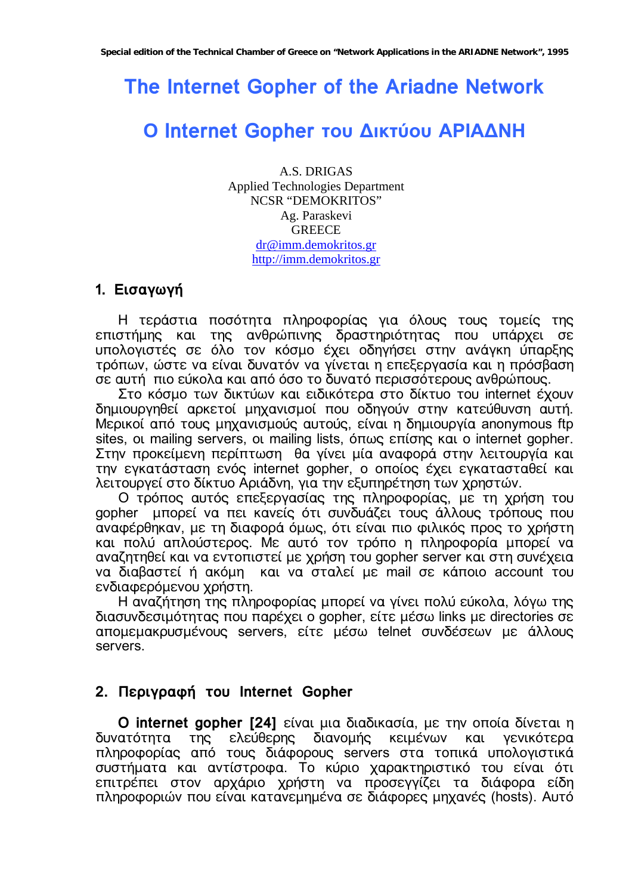# The Internet Gopher of the Ariadne Network

# O Internet Gopher του Δικτύου ΑΡΙΑΔΝΗ

A.S. DRIGAS
Applied Technologies Department
NCSR "DEMOKRITOS"
Ag. Paraskevi
GREECE
dr@imm.demokritos.gr
http://imm.demokritos.gr

## 1. Εισαγωγή

Η τεράστια ποσότητα πληροφορίας για όλους τους τομείς της επιστήμης και της ανθρώπινης δραστηριότητας που υπάρχει σε υπολογιστές σε όλο τον κόσμο έχει οδηγήσει στην ανάγκη ύπαρξης τρόπων, ώστε να είναι δυνατόν να γίνεται η επεξεργασία και η πρόσβαση σε αυτή πιο εύκολα και από όσο το δυνατό περισσότερους ανθρώπους.

Στο κόσμο των δικτύων και ειδικότερα στο δίκτυο του internet έχουν δημιουργηθεί αρκετοί μηχανισμοί που οδηγούν στην κατεύθυνση αυτή. Μερικοί από τους μηχανισμούς αυτούς, είναι η δημιουργία anonymous ftp sites, οι mailing servers, οι mailing lists, όπως επίσης και ο internet gopher. Στην προκείμενη περίπτωση θα γίνει μία αναφορά στην λειτουργία και την εγκατάσταση ενός internet gopher, ο οποίος έχει εγκατασταθεί και λειτουργεί στο δίκτυο Αριάδνη, για την εξυπηρέτηση των χρηστών.

Ο τρόπος αυτός επεξεργασίας της πληροφορίας, με τη χρήση του gopher μπορεί να πει κανείς ότι συνδυάζει τους άλλους τρόπους που αναφέρθηκαν, με τη διαφορά όμως, ότι είναι πιο φιλικός προς το χρήστη και πολύ απλούστερος. Με αυτό τον τρόπο η πληροφορία μπορεί να αναζητηθεί και να εντοπιστεί με χρήση του gopher server και στη συνέχεια να διαβαστεί ή ακόμη και να σταλεί με mail σε κάποιο account του ενδιαφερόμενου χρήστη.

Η αναζήτηση της πληροφορίας μπορεί να γίνει πολύ εύκολα, λόγω της διασυνδεσιμότητας που παρέχει ο gopher, είτε μέσω links με directories σε απομεμακρυσμένους servers, είτε μέσω telnet συνδέσεων με άλλους servers.

## 2. Περιγραφή του Internet Gopher

**Ο internet gopher [24]** είναι μια διαδικασία, με την οποία δίνεται η δυνατότητα της ελεύθερης διανομής κειμένων και γενικότερα πληροφορίας από τους διάφορους servers στα τοπικά υπολογιστικά συστήματα και αντίστροφα. Το κύριο χαρακτηριστικό του είναι ότι επιτρέπει στον αρχάριο χρήστη να προσεγγίζει τα διάφορα είδη πληροφοριών που είναι κατανεμημένα σε διάφορες μηχανές (hosts). Αυτό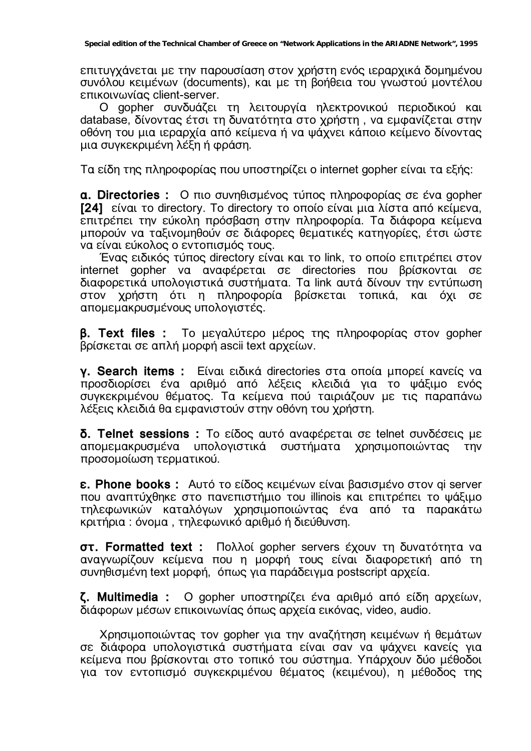επιτυγχάνεται με την παρουσίαση στον χρήστη ενός ιεραρχικά δομημένου συνόλου κειμένων (documents), και με τη βοήθεια του γνωστού μοντέλου επικοινωνίας client-server.

Ο gopher συνδυάζει τη λειτουργία ηλεκτρονικού περιοδικού και database, δίνοντας έτσι τη δυνατότητα στο χρήστη , να εμφανίζεται στην οθόνη του μια ιεραρχία από κείμενα ή να ψάχνει κάποιο κείμενο δίνοντας μια συγκεκριμένη λέξη ή φράση.

Τα είδη της πληροφορίας που υποστηρίζει ο internet gopher είναι τα εξής:

**α. Directories :** Ο πιο συνηθισμένος τύπος πληροφορίας σε ένα gopher **[24]** είναι το directory. Το directory το οποίο είναι μια λίστα από κείμενα, επιτρέπει την εύκολη πρόσβαση στην πληροφορία. Τα διάφορα κείμενα μπορούν να ταξινομηθούν σε διάφορες θεματικές κατηγορίες, έτσι ώστε να είναι εύκολος ο εντοπισμός τους.

Ένας ειδικός τύπος directory είναι και το link, το οποίο επιτρέπει στον internet gopher να αναφέρεται σε directories που βρίσκονται σε διαφορετικά υπολογιστικά συστήματα. Τα link αυτά δίνουν την εντύπωση στον χρήστη ότι η πληροφορία βρίσκεται τοπικά, και όχι σε απομεμακρυσμένους υπολογιστές.

**β. Text files :** Το μεγαλύτερο μέρος της πληροφορίας στον gopher βρίσκεται σε απλή μορφή ascii text αρχείων.

**γ. Search items :** Είναι ειδικά directories στα οποία μπορεί κανείς να προσδιορίσει ένα αριθμό από λέξεις κλειδιά για το ψάξιμο ενός συγκεκριμένου θέματος. Τα κείμενα πού ταιριάζουν με τις παραπάνω λέξεις κλειδιά θα εμφανιστούν στην οθόνη του χρήστη.

**δ. Telnet sessions :** Το είδος αυτό αναφέρεται σε telnet συνδέσεις με απομεμακρυσμένα υπολογιστικά συστήματα χρησιμοποιώντας την προσομοίωση τερματικού.

**ε. Phone books :** Αυτό το είδος κειμένων είναι βασισμένο στον qi server που αναπτύχθηκε στο πανεπιστήμιο του illinois και επιτρέπει το ψάξιμο τηλεφωνικών καταλόγων χρησιμοποιώντας ένα από τα παρακάτω κριτήρια : όνομα , τηλεφωνικό αριθμό ή διεύθυνση.

**στ. Formatted text :** Πολλοί gopher servers έχουν τη δυνατότητα να αναγνωρίζουν κείμενα που η μορφή τους είναι διαφορετική από τη συνηθισμένη text μορφή, όπως για παράδειγμα postscript αρχεία.

**ζ. Multimedia :** Ο gopher υποστηρίζει ένα αριθμό από είδη αρχείων, διάφορων μέσων επικοινωνίας όπως αρχεία εικόνας, video, audio.

Χρησιμοποιώντας τον gopher για την αναζήτηση κειμένων ή θεμάτων σε διάφορα υπολογιστικά συστήματα είναι σαν να ψάχνει κανείς για κείμενα που βρίσκονται στο τοπικό του σύστημα. Υπάρχουν δύο μέθοδοι για τον εντοπισμό συγκεκριμένου θέματος (κειμένου), η μέθοδος της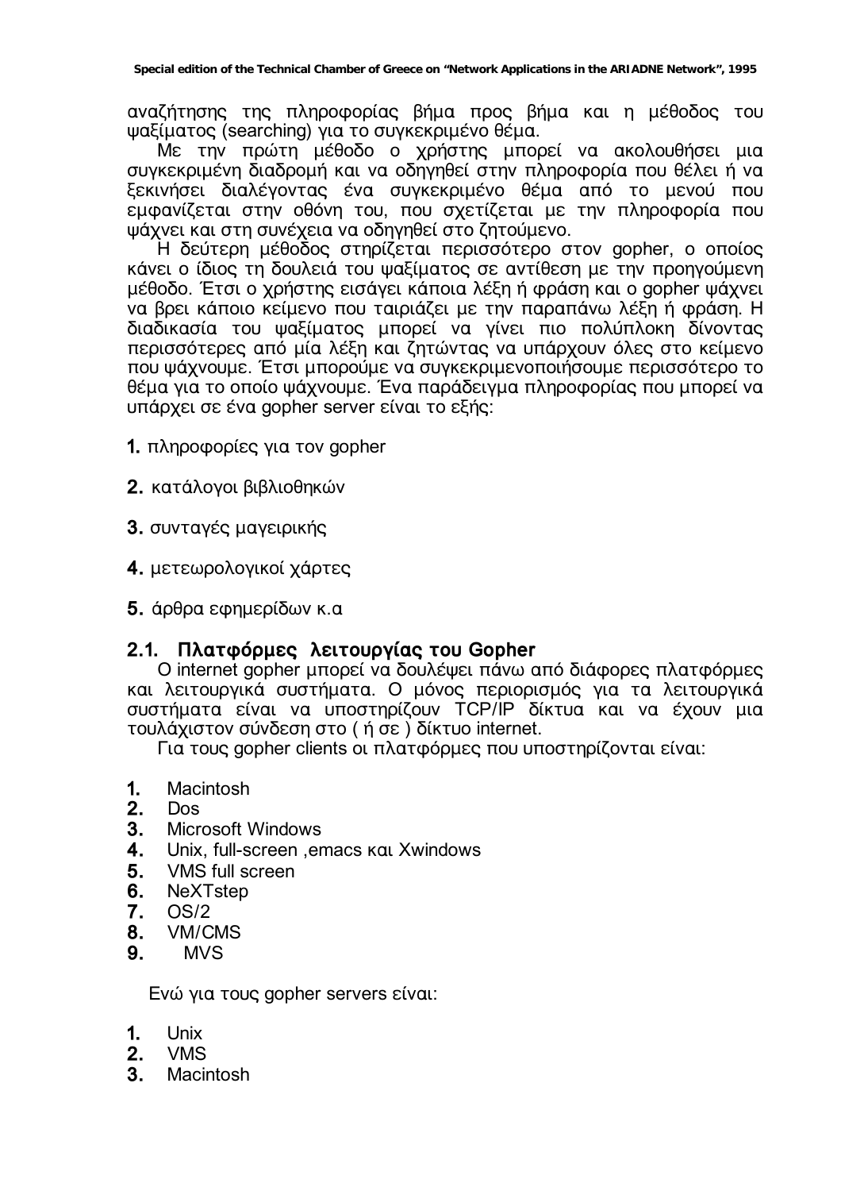αναζήτησης της πληροφορίας βήμα προς βήμα και η μέθοδος του ψαξίματος (searching) για το συγκεκριμένο θέμα.

Με την πρώτη μέθοδο ο χρήστης μπορεί να ακολουθήσει μια συγκεκριμένη διαδρομή και να οδηγηθεί στην πληροφορία που θέλει ή να ξεκινήσει διαλέγοντας ένα συγκεκριμένο θέμα από το μενού που εμφανίζεται στην οθόνη του, που σχετίζεται με την πληροφορία που ψάχνει και στη συνέχεια να οδηγηθεί στο ζητούμενο.

Η δεύτερη μέθοδος στηρίζεται περισσότερο στον gopher, ο οποίος κάνει ο ίδιος τη δουλειά του ψαξίματος σε αντίθεση με την προηγούμενη μέθοδο. Έτσι ο χρήστης εισάγει κάποια λέξη ή φράση και ο gopher ψάχνει να βρει κάποιο κείμενο που ταιριάζει με την παραπάνω λέξη ή φράση. Η διαδικασία του ψαξίματος μπορεί να γίνει πιο πολύπλοκη δίνοντας περισσότερες από μία λέξη και ζητώντας να υπάρχουν όλες στο κείμενο που ψάχνουμε. Έτσι μπορούμε να συγκεκριμενοποιήσουμε περισσότερο το θέμα για το οποίο ψάχνουμε. Ένα παράδειγμα πληροφορίας που μπορεί να υπάρχει σε ένα gopher server είναι το εξής:

1. πληροφορίες για τον gopher
2. κατάλογοι βιβλιοθηκών
3. συνταγές μαγειρικής
4. μετεωρολογικοί χάρτες
5. άρθρα εφημερίδων κ.α

## 2.1. Πλατφόρμες λειτουργίας του Gopher

Ο internet gopher μπορεί να δουλέψει πάνω από διάφορες πλατφόρμες και λειτουργικά συστήματα. Ο μόνος περιορισμός για τα λειτουργικά συστήματα είναι να υποστηρίζουν TCP/IP δίκτυα και να έχουν μια τουλάχιστον σύνδεση στο ( ή σε ) δίκτυο internet.

Για τους gopher clients οι πλατφόρμες που υποστηρίζονται είναι:

1. Macintosh
2. Dos
3. Microsoft Windows
4. Unix, full-screen ,emacs και Xwindows
5. VMS full screen
6. NeXTstep
7. OS/2
8. VM/CMS
9. MVS

Ενώ για τους gopher servers είναι:

1. Unix
2. VMS
3. Macintosh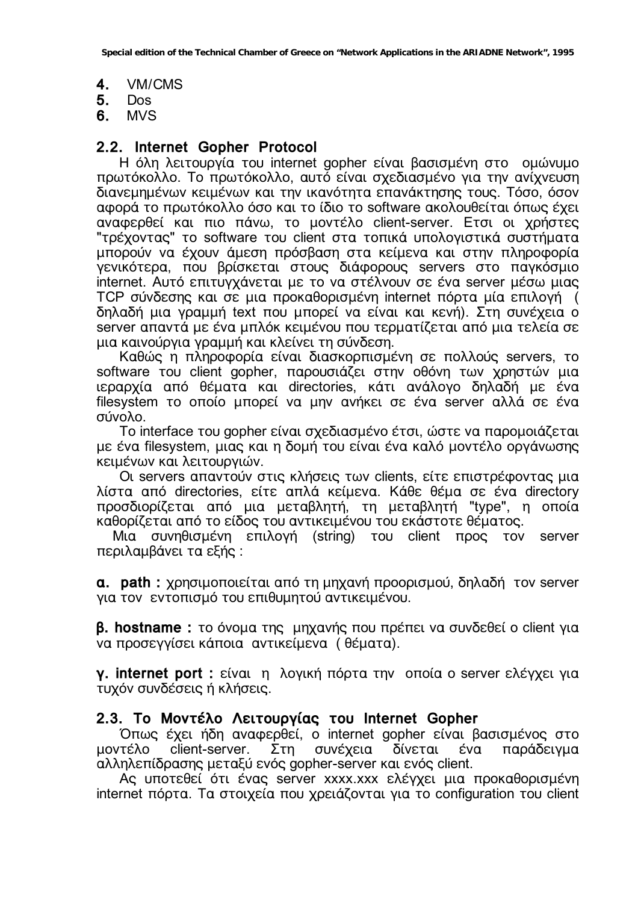4. VM/CMS
5. Dos
6. MVS

## 2.2. Internet Gopher Protocol

Η όλη λειτουργία του internet gopher είναι βασισμένη στο ομώνυμο πρωτόκολλο. Το πρωτόκολλο, αυτό είναι σχεδιασμένο για την ανίχνευση διανεμημένων κειμένων και την ικανότητα επανάκτησης τους. Τόσο, όσον αφορά το πρωτόκολλο όσο και το ίδιο το software ακολουθείται όπως έχει αναφερθεί και πιο πάνω, το μοντέλο client-server. Ετσι οι χρήστες "τρέχοντας" το software του client στα τοπικά υπολογιστικά συστήματα μπορούν να έχουν άμεση πρόσβαση στα κείμενα και στην πληροφορία γενικότερα, που βρίσκεται στους διάφορους servers στο παγκόσμιο internet. Αυτό επιτυγχάνεται με το να στέλνουν σε ένα server μέσω μιας TCP σύνδεσης και σε μια προκαθορισμένη internet πόρτα μία επιλογή ( δηλαδή μια γραμμή text που μπορεί να είναι και κενή). Στη συνέχεια ο server απαντά με ένα μπλόκ κειμένου που τερματίζεται από μια τελεία σε μια καινούργια γραμμή και κλείνει τη σύνδεση.

Καθώς η πληροφορία είναι διασκορπισμένη σε πολλούς servers, το software του client gopher, παρουσιάζει στην οθόνη των χρηστών μια ιεραρχία από θέματα και directories, κάτι ανάλογο δηλαδή με ένα filesystem το οποίο μπορεί να μην ανήκει σε ένα server αλλά σε ένα σύνολο.

Το interface του gopher είναι σχεδιασμένο έτσι, ώστε να παρομοιάζεται με ένα filesystem, μιας και η δομή του είναι ένα καλό μοντέλο οργάνωσης κειμένων και λειτουργιών.

Οι servers απαντούν στις κλήσεις των clients, είτε επιστρέφοντας μια λίστα από directories, είτε απλά κείμενα. Κάθε θέμα σε ένα directory προσδιορίζεται από μια μεταβλητή, τη μεταβλητή "type", η οποία καθορίζεται από το είδος του αντικειμένου του εκάστοτε θέματος.

Μια συνηθισμένη επιλογή (string) του client προς τον server περιλαμβάνει τα εξής :

**α. path :** χρησιμοποιείται από τη μηχανή προορισμού, δηλαδή τον server για τον εντοπισμό του επιθυμητού αντικειμένου.

**β. hostname :** το όνομα της μηχανής που πρέπει να συνδεθεί ο client για να προσεγγίσει κάποια αντικείμενα ( θέματα).

**γ. internet port :** είναι η λογική πόρτα την οποία ο server ελέγχει για τυχόν συνδέσεις ή κλήσεις.

## 2.3. Το Μοντέλο Λειτουργίας του Internet Gopher

Όπως έχει ήδη αναφερθεί, ο internet gopher είναι βασισμένος στο μοντέλο client-server. Στη συνέχεια δίνεται ένα παράδειγμα αλληλεπίδρασης μεταξύ ενός gopher-server και ενός client.

Ας υποτεθεί ότι ένας server xxxx.xxx ελέγχει μια προκαθορισμένη internet πόρτα. Τα στοιχεία που χρειάζονται για το configuration του client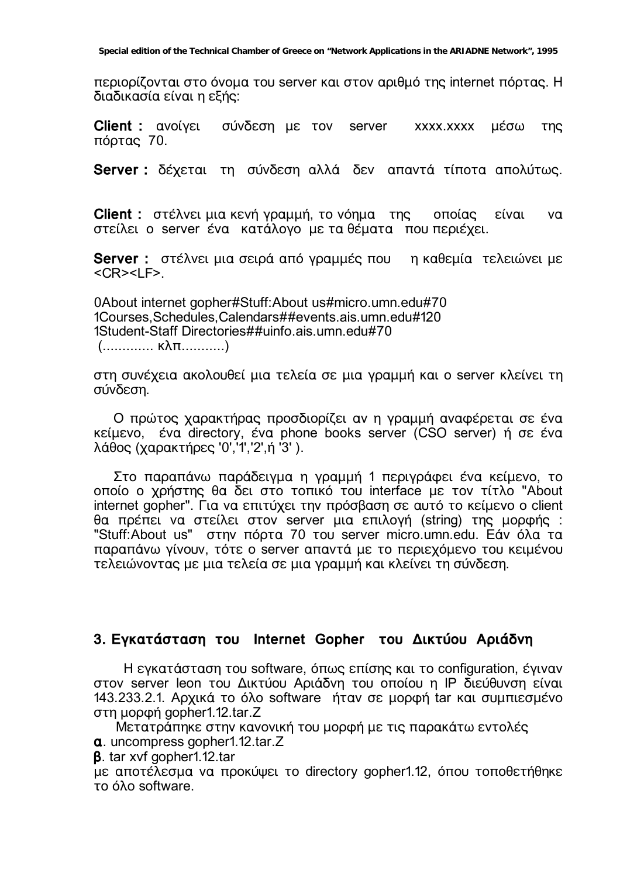περιορίζονται στο όνομα του server και στον αριθμό της internet πόρτας. Η διαδικασία είναι η εξής:

**Client :** ανοίγει σύνδεση με τον server xxxx.xxxx μέσω της πόρτας 70.

**Server :** δέχεται τη σύνδεση αλλά δεν απαντά τίποτα απολύτως.

**Client :** στέλνει μια κενή γραμμή, το νόημα της οποίας είναι να στείλει ο server ένα κατάλογο με τα θέματα που περιέχει.

**Server :** στέλνει μια σειρά από γραμμές που η καθεμία τελειώνει με <CR><LF>.

0About internet gopher#Stuff:About us#micro.umn.edu#70
1Courses,Schedules,Calendars##events.ais.umn.edu#120
1Student-Staff Directories##uinfo.ais.umn.edu#70
(............. κλπ...........)

στη συνέχεια ακολουθεί μια τελεία σε μια γραμμή και ο server κλείνει τη σύνδεση.

Ο πρώτος χαρακτήρας προσδιορίζει αν η γραμμή αναφέρεται σε ένα κείμενο, ένα directory, ένα phone books server (CSO server) ή σε ένα λάθος (χαρακτήρες '0','1','2',ή '3' ).

Στο παραπάνω παράδειγμα η γραμμή 1 περιγράφει ένα κείμενο, το οποίο ο χρήστης θα δει στο τοπικό του interface με τον τίτλο "About internet gopher". Για να επιτύχει την πρόσβαση σε αυτό το κείμενο ο client θα πρέπει να στείλει στον server μια επιλογή (string) της μορφής : "Stuff:About us" στην πόρτα 70 του server micro.umn.edu. Εάν όλα τα παραπάνω γίνουν, τότε ο server απαντά με το περιεχόμενο του κειμένου τελειώνοντας με μια τελεία σε μια γραμμή και κλείνει τη σύνδεση.

## 3. Εγκατάσταση του Internet Gopher του Δικτύου Αριάδνη

Η εγκατάσταση του software, όπως επίσης και το configuration, έγιναν στον server leon του Δικτύου Αριάδνη του οποίου η IP διεύθυνση είναι 143.233.2.1. Αρχικά το όλο software ήταν σε μορφή tar και συμπιεσμένο στη μορφή gopher1.12.tar.Z

Μετατράπηκε στην κανονική του μορφή με τις παρακάτω εντολές

**α**. uncompress gopher1.12.tar.Z

**β**. tar xvf gopher1.12.tar

με αποτέλεσμα να προκύψει το directory gopher1.12, όπου τοποθετήθηκε το όλο software.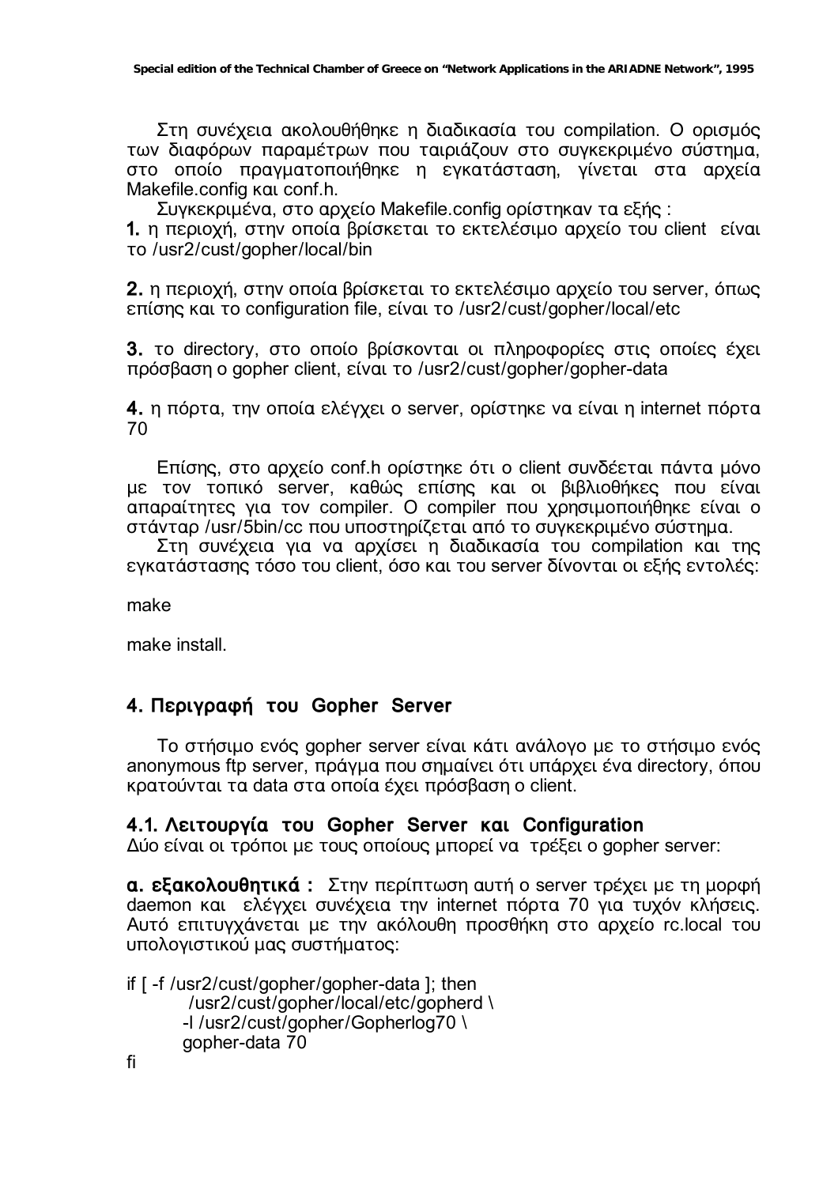Στη συνέχεια ακολουθήθηκε η διαδικασία του compilation. Ο ορισμός των διαφόρων παραμέτρων που ταιριάζουν στο συγκεκριμένο σύστημα, στο οποίο πραγματοποιήθηκε η εγκατάσταση, γίνεται στα αρχεία Makefile.config και conf.h.

Συγκεκριμένα, στο αρχείο Makefile.config ορίστηκαν τα εξής :

**1.** η περιοχή, στην οποία βρίσκεται το εκτελέσιμο αρχείο του client είναι το /usr2/cust/gopher/local/bin

**2.** η περιοχή, στην οποία βρίσκεται το εκτελέσιμο αρχείο του server, όπως επίσης και το configuration file, είναι το /usr2/cust/gopher/local/etc

**3.** το directory, στο οποίο βρίσκονται οι πληροφορίες στις οποίες έχει πρόσβαση ο gopher client, είναι το /usr2/cust/gopher/gopher-data

**4.** η πόρτα, την οποία ελέγχει ο server, ορίστηκε να είναι η internet πόρτα 70

Επίσης, στο αρχείο conf.h ορίστηκε ότι ο client συνδέεται πάντα μόνο με τον τοπικό server, καθώς επίσης και οι βιβλιοθήκες που είναι απαραίτητες για τον compiler. Ο compiler που χρησιμοποιήθηκε είναι ο στάνταρ /usr/5bin/cc που υποστηρίζεται από το συγκεκριμένο σύστημα.

Στη συνέχεια για να αρχίσει η διαδικασία του compilation και της εγκατάστασης τόσο του client, όσο και του server δίνονται οι εξής εντολές:

```
make

make install.
```

## 4. Περιγραφή του Gopher Server

Το στήσιμο ενός gopher server είναι κάτι ανάλογο με το στήσιμο ενός anonymous ftp server, πράγμα που σημαίνει ότι υπάρχει ένα directory, όπου κρατούνται τα data στα οποία έχει πρόσβαση ο client.

### 4.1. Λειτουργία του Gopher Server και Configuration

Δύο είναι οι τρόποι με τους οποίους μπορεί να τρέξει ο gopher server:

**α. εξακολουθητικά :** Στην περίπτωση αυτή ο server τρέχει με τη μορφή daemon και ελέγχει συνέχεια την internet πόρτα 70 για τυχόν κλήσεις. Αυτό επιτυγχάνεται με την ακόλουθη προσθήκη στο αρχείο rc.local του υπολογιστικού μας συστήματος:

```
if [ -f /usr2/cust/gopher/gopher-data ]; then
        /usr2/cust/gopher/local/etc/gopherd \
        -l /usr2/cust/gopher/Gopherlog70 \
        gopher-data 70
fi
```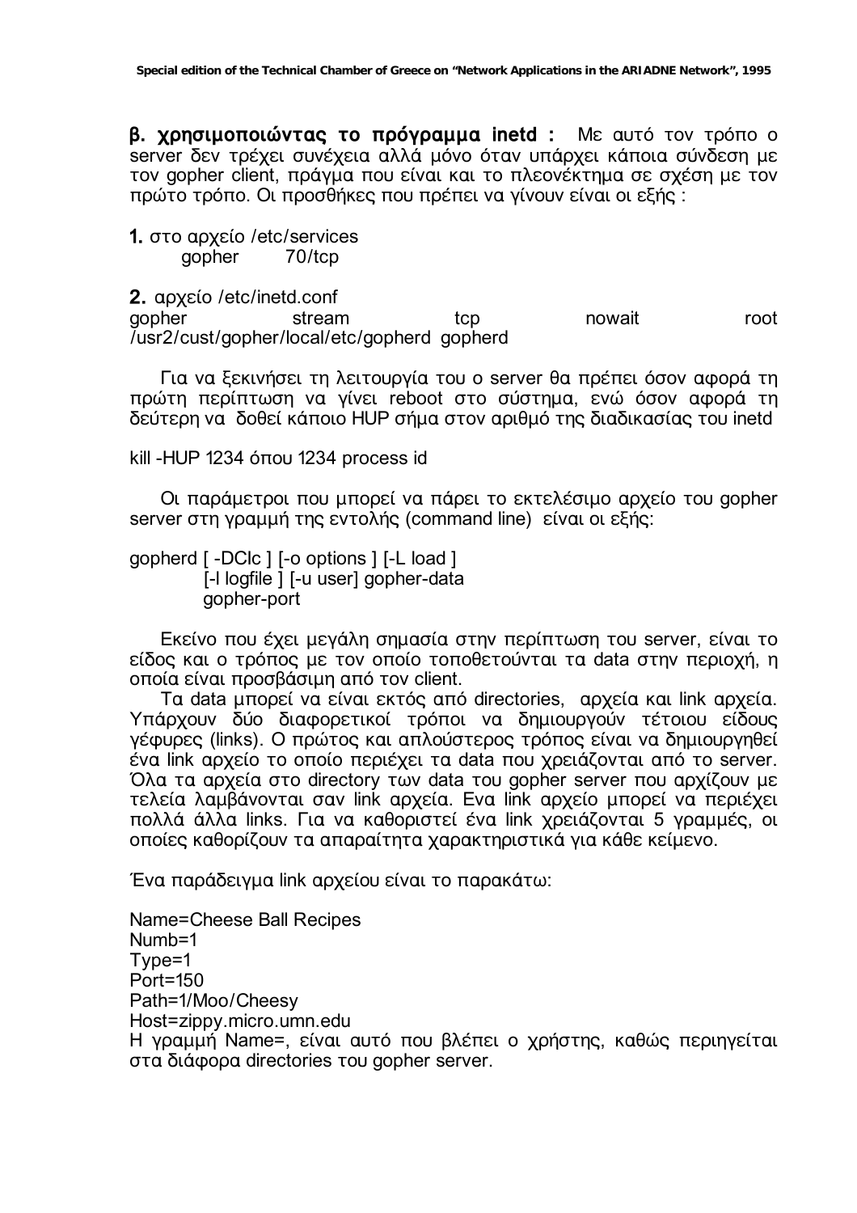**β. χρησιμοποιώντας το πρόγραμμα inetd :** Με αυτό τον τρόπο ο server δεν τρέχει συνέχεια αλλά μόνο όταν υπάρχει κάποια σύνδεση με τον gopher client, πράγμα που είναι και το πλεονέκτημα σε σχέση με τον πρώτο τρόπο. Οι προσθήκες που πρέπει να γίνουν είναι οι εξής :

**1.** στο αρχείο /etc/services

```
gopher     70/tcp
```

**2.** αρχείο /etc/inetd.conf

```
gopher    stream    tcp    nowait    root
/usr2/cust/gopher/local/etc/gopherd  gopherd
```

Για να ξεκινήσει τη λειτουργία του ο server θα πρέπει όσον αφορά τη πρώτη περίπτωση να γίνει reboot στο σύστημα, ενώ όσον αφορά τη δεύτερη να δοθεί κάποιο HUP σήμα στον αριθμό της διαδικασίας του inetd

kill -HUP 1234 όπου 1234 process id

Οι παράμετροι που μπορεί να πάρει το εκτελέσιμο αρχείο του gopher server στη γραμμή της εντολής (command line) είναι οι εξής:

```
gopherd [ -DCIc ] [-o options ] [-L load ]
        [-l logfile ] [-u user] gopher-data
        gopher-port
```

Εκείνο που έχει μεγάλη σημασία στην περίπτωση του server, είναι το είδος και ο τρόπος με τον οποίο τοποθετούνται τα data στην περιοχή, η οποία είναι προσβάσιμη από τον client.

Τα data μπορεί να είναι εκτός από directories, αρχεία και link αρχεία. Υπάρχουν δύο διαφορετικοί τρόποι να δημιουργούν τέτοιου είδους γέφυρες (links). Ο πρώτος και απλούστερος τρόπος είναι να δημιουργηθεί ένα link αρχείο το οποίο περιέχει τα data που χρειάζονται από το server. Όλα τα αρχεία στο directory των data του gopher server που αρχίζουν με τελεία λαμβάνονται σαν link αρχεία. Ενα link αρχείο μπορεί να περιέχει πολλά άλλα links. Για να καθοριστεί ένα link χρειάζονται 5 γραμμές, οι οποίες καθορίζουν τα απαραίτητα χαρακτηριστικά για κάθε κείμενο.

Ένα παράδειγμα link αρχείου είναι το παρακάτω:

```
Name=Cheese Ball Recipes
Numb=1
Type=1
Port=150
Path=1/Moo/Cheesy
Host=zippy.micro.umn.edu
```

Η γραμμή Name=, είναι αυτό που βλέπει ο χρήστης, καθώς περιηγείται στα διάφορα directories του gopher server.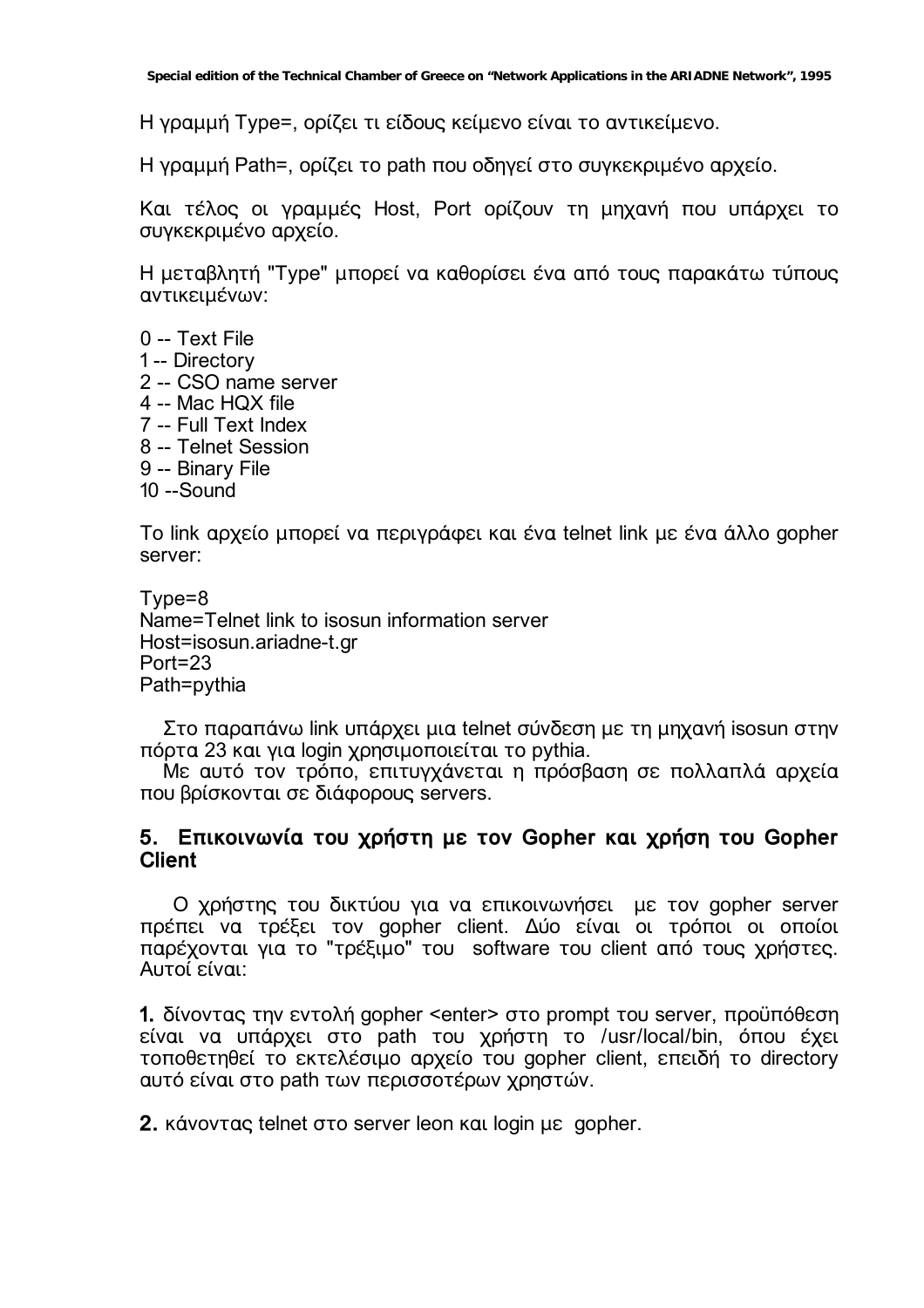Η γραμμή Type=, ορίζει τι είδους κείμενο είναι το αντικείμενο.

Η γραμμή Path=, ορίζει το path που οδηγεί στο συγκεκριμένο αρχείο.

Και τέλος οι γραμμές Host, Port ορίζουν τη μηχανή που υπάρχει το συγκεκριμένο αρχείο.

Η μεταβλητή "Type" μπορεί να καθορίσει ένα από τους παρακάτω τύπους αντικειμένων:

0 -- Text File
1 -- Directory
2 -- CSO name server
4 -- Mac HQX file
7 -- Full Text Index
8 -- Telnet Session
9 -- Binary File
10 --Sound

Το link αρχείο μπορεί να περιγράφει και ένα telnet link με ένα άλλο gopher server:

Type=8
Name=Telnet link to isosun information server
Host=isosun.ariadne-t.gr
Port=23
Path=pythia

Στο παραπάνω link υπάρχει μια telnet σύνδεση με τη μηχανή isosun στην πόρτα 23 και για login χρησιμοποιείται το pythia.

Με αυτό τον τρόπο, επιτυγχάνεται η πρόσβαση σε πολλαπλά αρχεία που βρίσκονται σε διάφορους servers.

## 5. Επικοινωνία του χρήστη με τον Gopher και χρήση του Gopher Client

Ο χρήστης του δικτύου για να επικοινωνήσει με τον gopher server πρέπει να τρέξει τον gopher client. Δύο είναι οι τρόποι οι οποίοι παρέχονται για το "τρέξιμο" του software του client από τους χρήστες. Αυτοί είναι:

**1.** δίνοντας την εντολή gopher <enter> στο prompt του server, προϋπόθεση είναι να υπάρχει στο path του χρήστη το /usr/local/bin, όπου έχει τοποθετηθεί το εκτελέσιμο αρχείο του gopher client, επειδή το directory αυτό είναι στο path των περισσοτέρων χρηστών.

**2.** κάνοντας telnet στο server leon και login με gopher.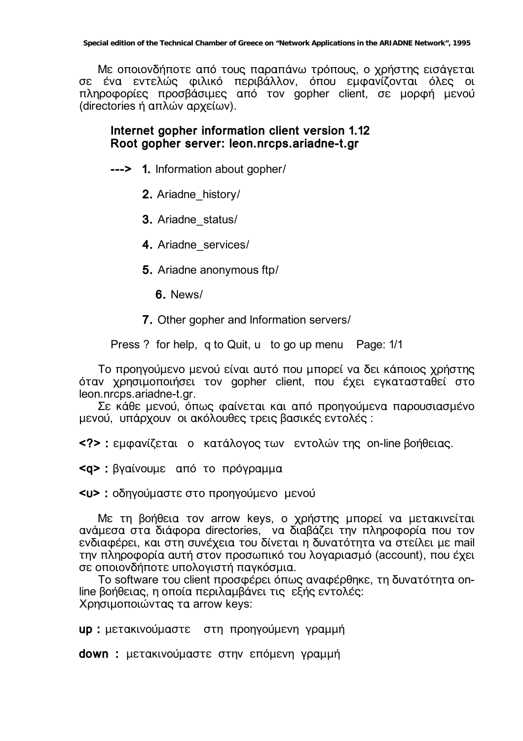Με οποιονδήποτε από τους παραπάνω τρόπους, ο χρήστης εισάγεται σε ένα εντελώς φιλικό περιβάλλον, όπου εμφανίζονται όλες οι πληροφορίες προσβάσιμες από τον gopher client, σε μορφή μενού (directories ή απλών αρχείων).

**Internet gopher information client version 1.12**
**Root gopher server: leon.nrcps.ariadne-t.gr**

**--->** **1.** Information about gopher/

**2.** Ariadne_history/

**3.** Ariadne_status/

**4.** Ariadne_services/

**5.** Ariadne anonymous ftp/

**6.** News/

**7.** Other gopher and Information servers/

Press ? for help, q to Quit, u to go up menu Page: 1/1

Το προηγούμενο μενού είναι αυτό που μπορεί να δει κάποιος χρήστης όταν χρησιμοποιήσει τον gopher client, που έχει εγκατασταθεί στο leon.nrcps.ariadne-t.gr.

Σε κάθε μενού, όπως φαίνεται και από προηγούμενα παρουσιασμένο μενού, υπάρχουν οι ακόλουθες τρεις βασικές εντολές :

**<?> :** εμφανίζεται ο κατάλογος των εντολών της on-line βοήθειας.

**<q> :** βγαίνουμε από το πρόγραμμα

**<u> :** οδηγούμαστε στο προηγούμενο μενού

Με τη βοήθεια τον arrow keys, ο χρήστης μπορεί να μετακινείται ανάμεσα στα διάφορα directories, να διαβάζει την πληροφορία που τον ενδιαφέρει, και στη συνέχεια του δίνεται η δυνατότητα να στείλει με mail την πληροφορία αυτή στον προσωπικό του λογαριασμό (account), που έχει σε οποιονδήποτε υπολογιστή παγκόσμια.

Το software του client προσφέρει όπως αναφέρθηκε, τη δυνατότητα on-line βοήθειας, η οποία περιλαμβάνει τις εξής εντολές:
Χρησιμοποιώντας τα arrow keys:

**up :** μετακινούμαστε στη προηγούμενη γραμμή

**down :** μετακινούμαστε στην επόμενη γραμμή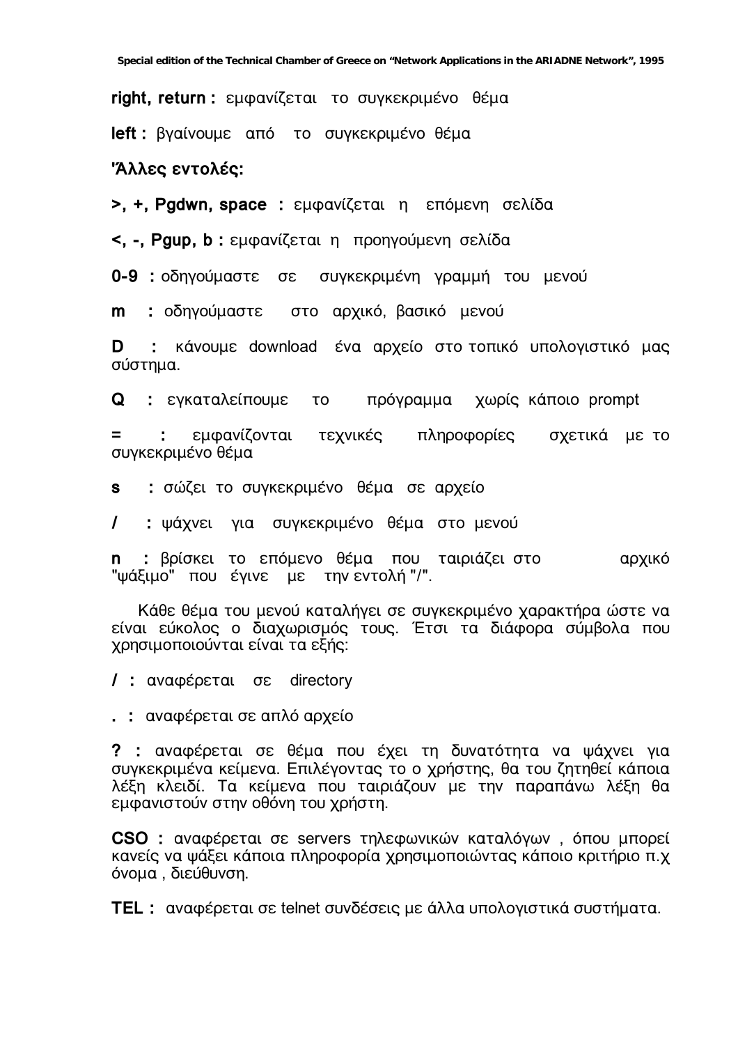**right, return :** εμφανίζεται το συγκεκριμένο θέμα

**left :** βγαίνουμε από το συγκεκριμένο θέμα

**'Άλλες εντολές:**

**>, +, Pgdwn, space :** εμφανίζεται η επόμενη σελίδα

**<, -, Pgup, b :** εμφανίζεται η προηγούμενη σελίδα

**0-9 :** οδηγούμαστε σε συγκεκριμένη γραμμή του μενού

**m :** οδηγούμαστε στο αρχικό, βασικό μενού

**D :** κάνουμε download ένα αρχείο στο τοπικό υπολογιστικό μας σύστημα.

**Q :** εγκαταλείπουμε το πρόγραμμα χωρίς κάποιο prompt

**= :** εμφανίζονται τεχνικές πληροφορίες σχετικά με το συγκεκριμένο θέμα

**s :** σώζει το συγκεκριμένο θέμα σε αρχείο

**/ :** ψάχνει για συγκεκριμένο θέμα στο μενού

**n :** βρίσκει το επόμενο θέμα που ταιριάζει στο αρχικό "ψάξιμο" που έγινε με την εντολή "/".

Κάθε θέμα του μενού καταλήγει σε συγκεκριμένο χαρακτήρα ώστε να είναι εύκολος ο διαχωρισμός τους. Έτσι τα διάφορα σύμβολα που χρησιμοποιούνται είναι τα εξής:

**/ :** αναφέρεται σε directory

**. :** αναφέρεται σε απλό αρχείο

**? :** αναφέρεται σε θέμα που έχει τη δυνατότητα να ψάχνει για συγκεκριμένα κείμενα. Επιλέγοντας το ο χρήστης, θα του ζητηθεί κάποια λέξη κλειδί. Τα κείμενα που ταιριάζουν με την παραπάνω λέξη θα εμφανιστούν στην οθόνη του χρήστη.

**CSO :** αναφέρεται σε servers τηλεφωνικών καταλόγων , όπου μπορεί κανείς να ψάξει κάποια πληροφορία χρησιμοποιώντας κάποιο κριτήριο π.χ όνομα , διεύθυνση.

**TEL :** αναφέρεται σε telnet συνδέσεις με άλλα υπολογιστικά συστήματα.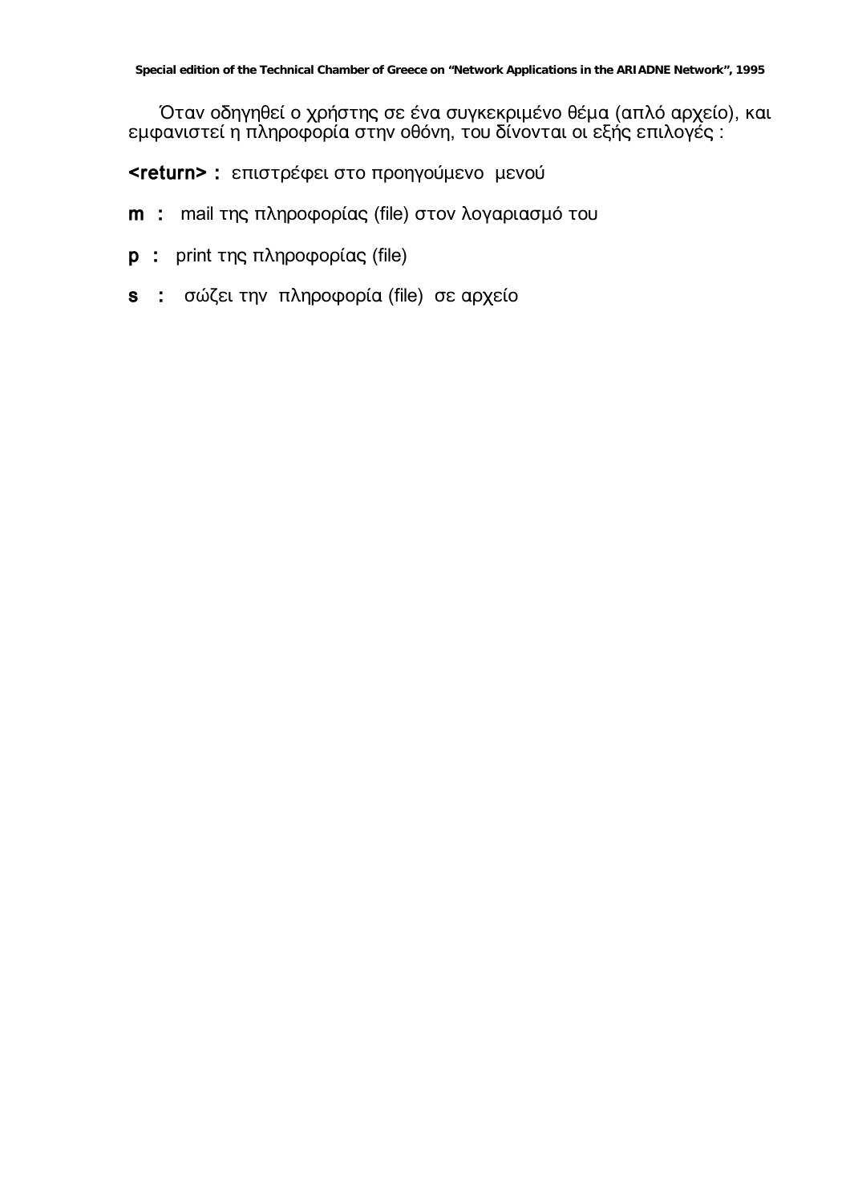Όταν οδηγηθεί ο χρήστης σε ένα συγκεκριμένο θέμα (απλό αρχείο), και εμφανιστεί η πληροφορία στην οθόνη, του δίνονται οι εξής επιλογές :

**<return> :** επιστρέφει στο προηγούμενο μενού

**m :** mail της πληροφορίας (file) στον λογαριασμό του

**p :** print της πληροφορίας (file)

**s :** σώζει την πληροφορία (file) σε αρχείο